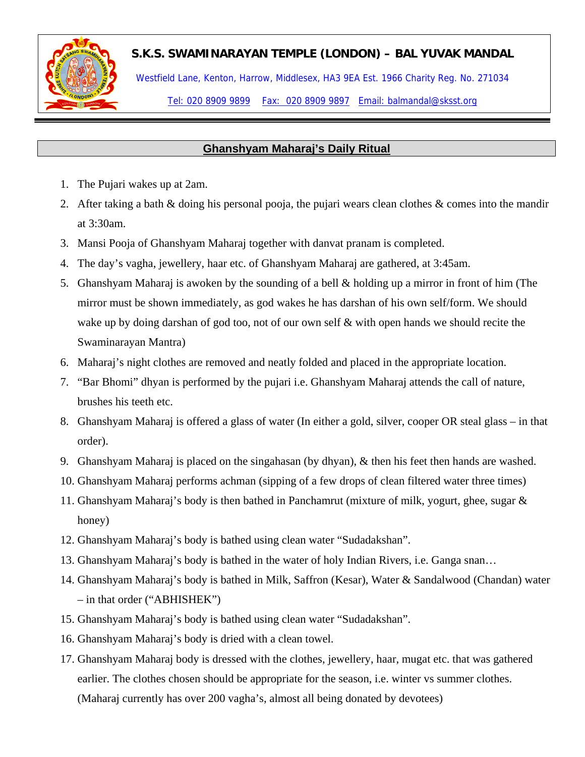**S.K.S. SWAMINARAYAN TEMPLE (LONDON) – BAL YUVAK MANDAL**

Westfield Lane, Kenton, Harrow, Middlesex, HA3 9EA Est. 1966 Charity Reg. No. 271034

Tel: 020 8909 9899 Fax: 020 8909 9897 Email: balmandal@sksst.org

## Ghanshyam Maharaj's Daily Ritual

1. The Pujari wakes up at 2am.
2. After taking a bath & doing his personal pooja, the pujari wears clean clothes & comes into the mandir at 3:30am.
3. Mansi Pooja of Ghanshyam Maharaj together with danvat pranam is completed.
4. The day's vagha, jewellery, haar etc. of Ghanshyam Maharaj are gathered, at 3:45am.
5. Ghanshyam Maharaj is awoken by the sounding of a bell & holding up a mirror in front of him (The mirror must be shown immediately, as god wakes he has darshan of his own self/form. We should wake up by doing darshan of god too, not of our own self & with open hands we should recite the Swaminarayan Mantra)
6. Maharaj's night clothes are removed and neatly folded and placed in the appropriate location.
7. "Bar Bhomi" dhyan is performed by the pujari i.e. Ghanshyam Maharaj attends the call of nature, brushes his teeth etc.
8. Ghanshyam Maharaj is offered a glass of water (In either a gold, silver, cooper OR steal glass – in that order).
9. Ghanshyam Maharaj is placed on the singahasan (by dhyan), & then his feet then hands are washed.
10. Ghanshyam Maharaj performs achman (sipping of a few drops of clean filtered water three times)
11. Ghanshyam Maharaj's body is then bathed in Panchamrut (mixture of milk, yogurt, ghee, sugar & honey)
12. Ghanshyam Maharaj's body is bathed using clean water "Sudadakshan".
13. Ghanshyam Maharaj's body is bathed in the water of holy Indian Rivers, i.e. Ganga snan…
14. Ghanshyam Maharaj's body is bathed in Milk, Saffron (Kesar), Water & Sandalwood (Chandan) water – in that order ("ABHISHEK")
15. Ghanshyam Maharaj's body is bathed using clean water "Sudadakshan".
16. Ghanshyam Maharaj's body is dried with a clean towel.
17. Ghanshyam Maharaj body is dressed with the clothes, jewellery, haar, mugat etc. that was gathered earlier. The clothes chosen should be appropriate for the season, i.e. winter vs summer clothes. (Maharaj currently has over 200 vagha's, almost all being donated by devotees)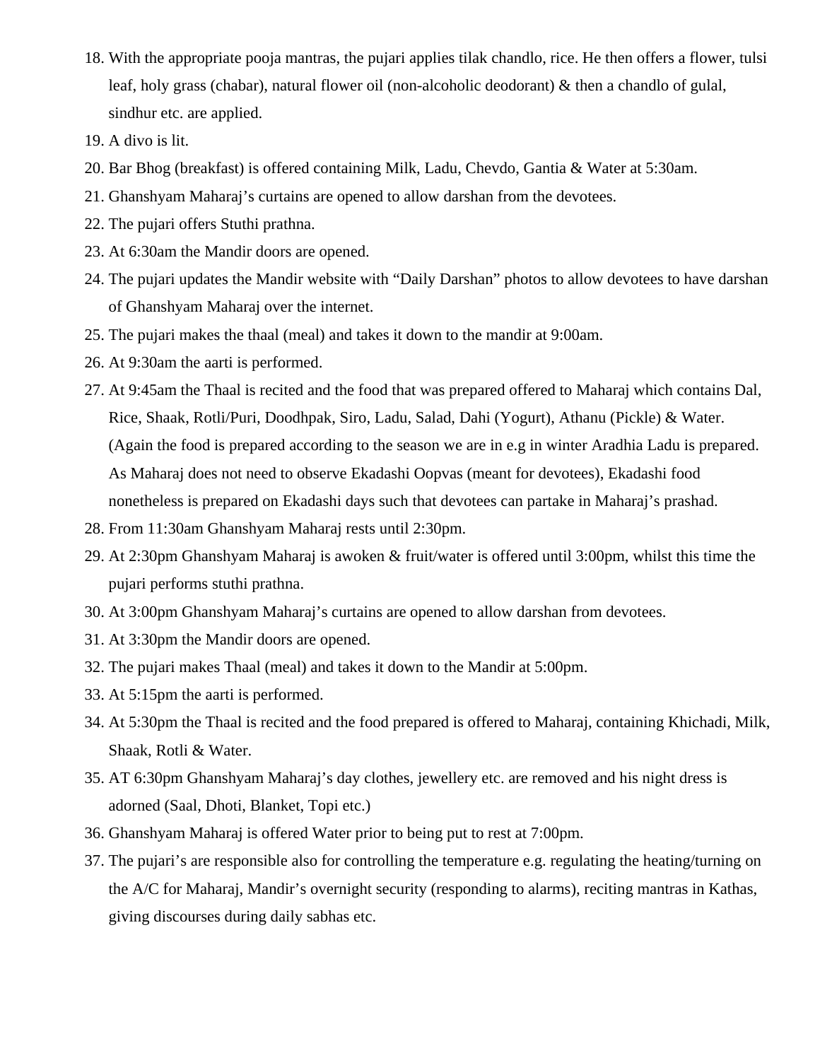18. With the appropriate pooja mantras, the pujari applies tilak chandlo, rice. He then offers a flower, tulsi leaf, holy grass (chabar), natural flower oil (non-alcoholic deodorant) & then a chandlo of gulal, sindhur etc. are applied.
19. A divo is lit.
20. Bar Bhog (breakfast) is offered containing Milk, Ladu, Chevdo, Gantia & Water at 5:30am.
21. Ghanshyam Maharaj's curtains are opened to allow darshan from the devotees.
22. The pujari offers Stuthi prathna.
23. At 6:30am the Mandir doors are opened.
24. The pujari updates the Mandir website with "Daily Darshan" photos to allow devotees to have darshan of Ghanshyam Maharaj over the internet.
25. The pujari makes the thaal (meal) and takes it down to the mandir at 9:00am.
26. At 9:30am the aarti is performed.
27. At 9:45am the Thaal is recited and the food that was prepared offered to Maharaj which contains Dal, Rice, Shaak, Rotli/Puri, Doodhpak, Siro, Ladu, Salad, Dahi (Yogurt), Athanu (Pickle) & Water. (Again the food is prepared according to the season we are in e.g in winter Aradhia Ladu is prepared. As Maharaj does not need to observe Ekadashi Oopvas (meant for devotees), Ekadashi food nonetheless is prepared on Ekadashi days such that devotees can partake in Maharaj's prashad.
28. From 11:30am Ghanshyam Maharaj rests until 2:30pm.
29. At 2:30pm Ghanshyam Maharaj is awoken & fruit/water is offered until 3:00pm, whilst this time the pujari performs stuthi prathna.
30. At 3:00pm Ghanshyam Maharaj's curtains are opened to allow darshan from devotees.
31. At 3:30pm the Mandir doors are opened.
32. The pujari makes Thaal (meal) and takes it down to the Mandir at 5:00pm.
33. At 5:15pm the aarti is performed.
34. At 5:30pm the Thaal is recited and the food prepared is offered to Maharaj, containing Khichadi, Milk, Shaak, Rotli & Water.
35. AT 6:30pm Ghanshyam Maharaj's day clothes, jewellery etc. are removed and his night dress is adorned (Saal, Dhoti, Blanket, Topi etc.)
36. Ghanshyam Maharaj is offered Water prior to being put to rest at 7:00pm.
37. The pujari's are responsible also for controlling the temperature e.g. regulating the heating/turning on the A/C for Maharaj, Mandir's overnight security (responding to alarms), reciting mantras in Kathas, giving discourses during daily sabhas etc.